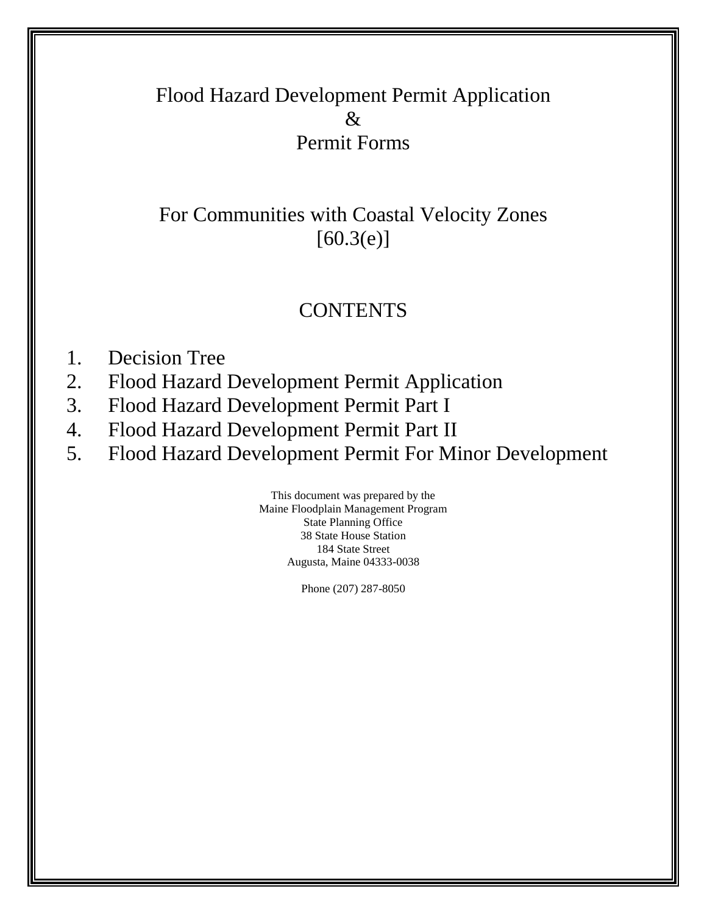# Flood Hazard Development Permit Application & Permit Forms

## For Communities with Coastal Velocity Zones [60.3(e)]

## CONTENTS

1. Decision Tree
2. Flood Hazard Development Permit Application
3. Flood Hazard Development Permit Part I
4. Flood Hazard Development Permit Part II
5. Flood Hazard Development Permit For Minor Development

This document was prepared by the
Maine Floodplain Management Program
State Planning Office
38 State House Station
184 State Street
Augusta, Maine 04333-0038

Phone (207) 287-8050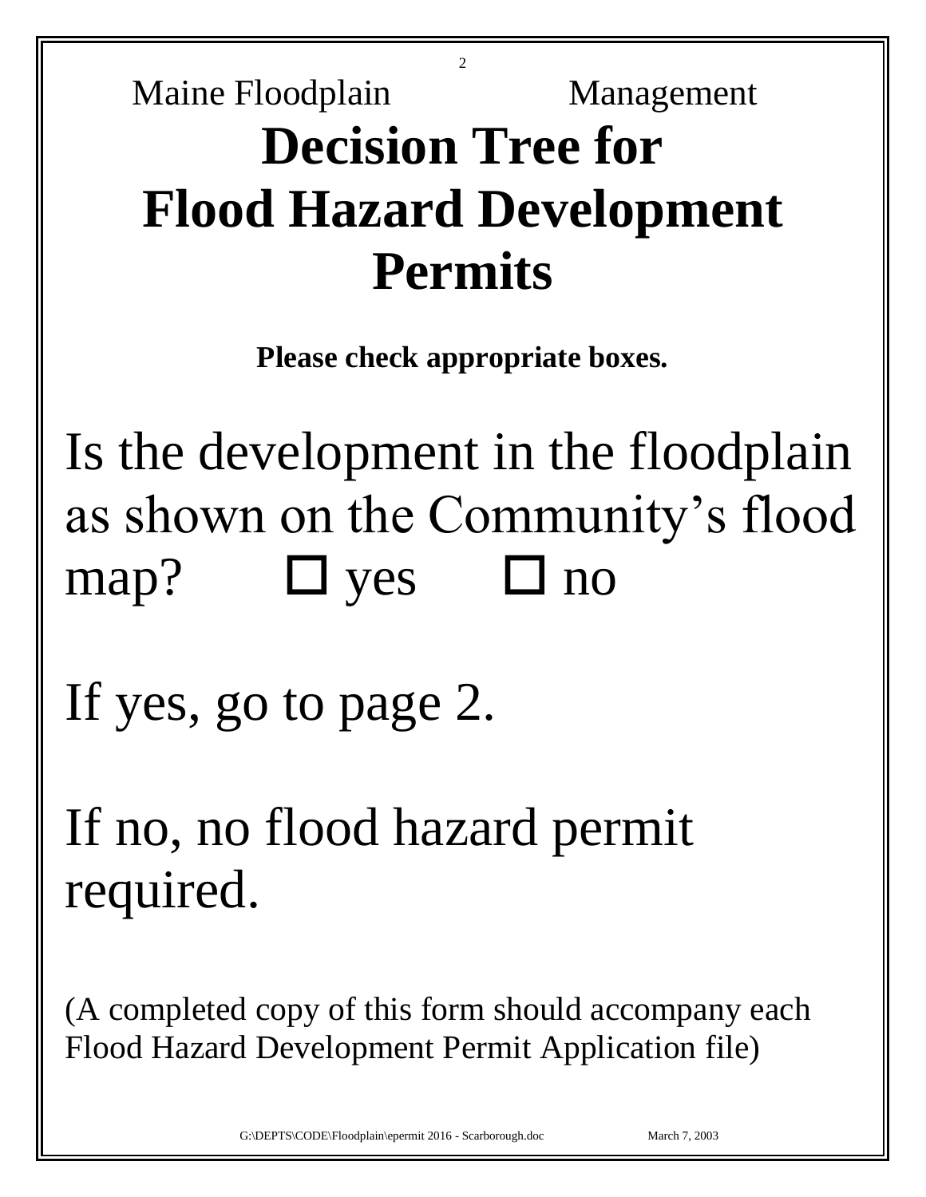Maine Floodplain Management

# Decision Tree for Flood Hazard Development Permits

**Please check appropriate boxes.**

Is the development in the floodplain as shown on the Community's flood map? ☐ yes ☐ no

If yes, go to page 2.

If no, no flood hazard permit required.

(A completed copy of this form should accompany each Flood Hazard Development Permit Application file)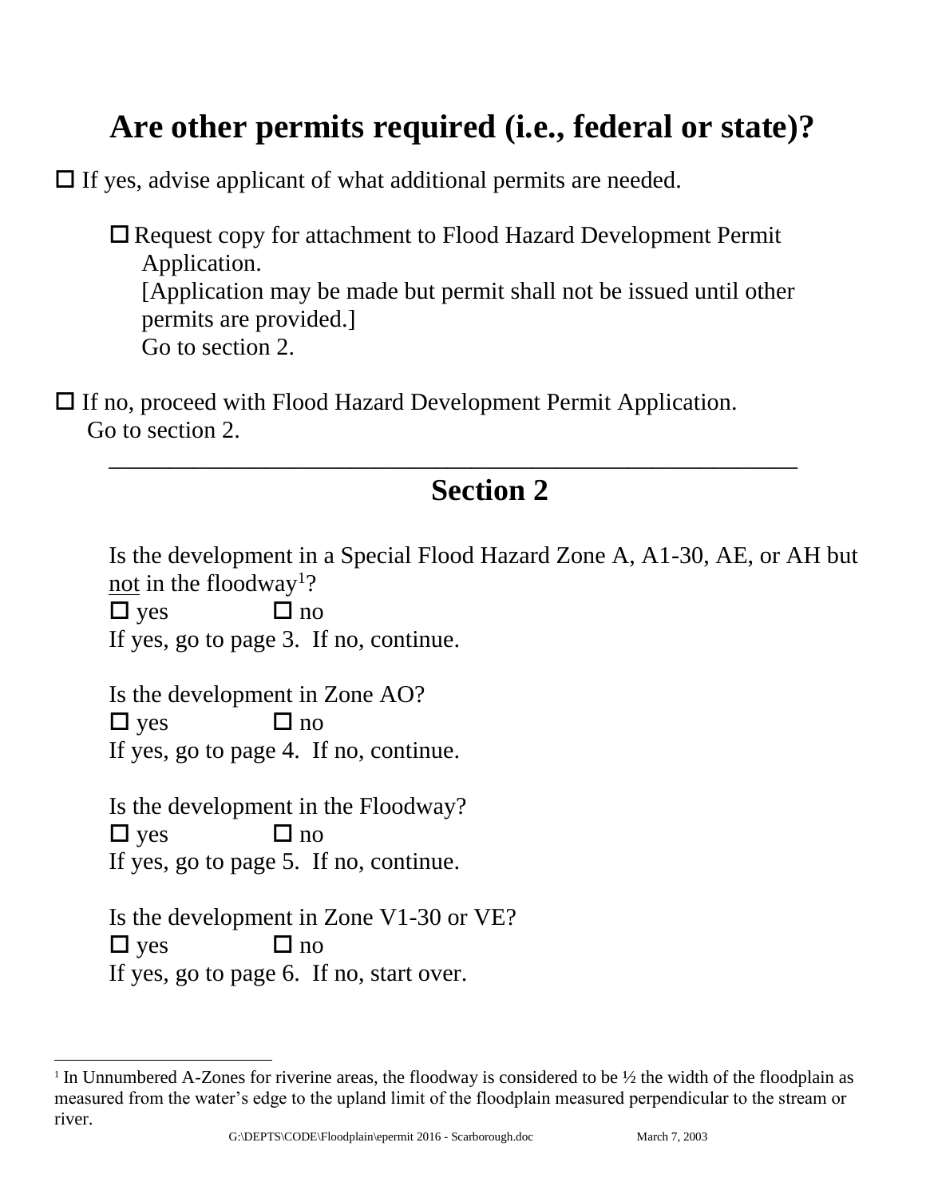# Are other permits required (i.e., federal or state)?

☐ If yes, advise applicant of what additional permits are needed.

> ☐ Request copy for attachment to Flood Hazard Development Permit Application.
> [Application may be made but permit shall not be issued until other permits are provided.]
> Go to section 2.

☐ If no, proceed with Flood Hazard Development Permit Application.
Go to section 2.

---

## Section 2

Is the development in a Special Flood Hazard Zone A, A1-30, AE, or AH but not in the floodway[1]?
☐ yes ☐ no
If yes, go to page 3. If no, continue.

Is the development in Zone AO?
☐ yes ☐ no
If yes, go to page 4. If no, continue.

Is the development in the Floodway?
☐ yes ☐ no
If yes, go to page 5. If no, continue.

Is the development in Zone V1-30 or VE?
☐ yes ☐ no
If yes, go to page 6. If no, start over.

---

[1] In Unnumbered A-Zones for riverine areas, the floodway is considered to be ½ the width of the floodplain as measured from the water's edge to the upland limit of the floodplain measured perpendicular to the stream or river.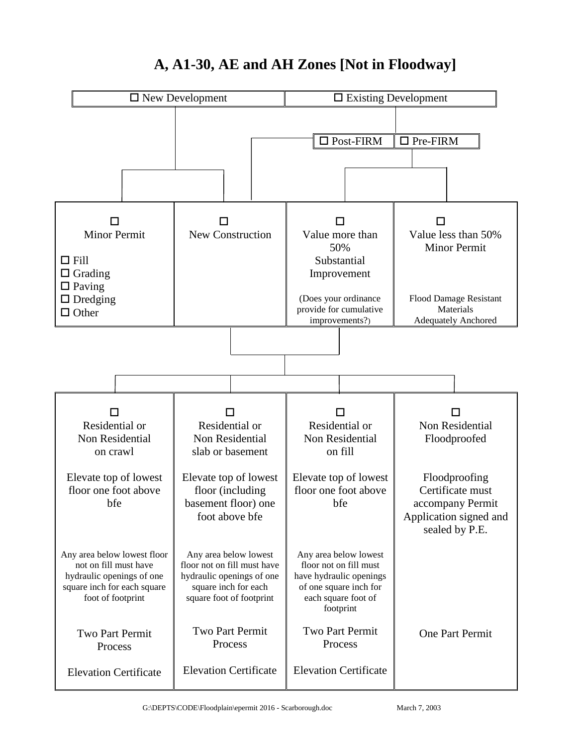# A, A1-30, AE and AH Zones [Not in Floodway]

| ☐ New Development | ☐ Existing Development |
|---|---|

| ☐ Post-FIRM | ☐ Pre-FIRM |
|---|---|

| ☐ Minor Permit | ☐ New Construction | ☐ Value more than 50% Substantial Improvement | ☐ Value less than 50% Minor Permit |
|---|---|---|---|
| ☐ Fill<br>☐ Grading<br>☐ Paving<br>☐ Dredging<br>☐ Other | | (Does your ordinance provide for cumulative improvements?) | Flood Damage Resistant Materials<br>Adequately Anchored |

| ☐ Residential or Non Residential on crawl | ☐ Residential or Non Residential slab or basement | ☐ Residential or Non Residential on fill | ☐ Non Residential Floodproofed |
|---|---|---|---|
| Elevate top of lowest floor one foot above bfe | Elevate top of lowest floor (including basement floor) one foot above bfe | Elevate top of lowest floor one foot above bfe | Floodproofing Certificate must accompany Permit Application signed and sealed by P.E. |
| Any area below lowest floor not on fill must have hydraulic openings of one square inch for each square foot of footprint | Any area below lowest floor not on fill must have hydraulic openings of one square inch for each square foot of footprint | Any area below lowest floor not on fill must have hydraulic openings of one square inch for each square foot of footprint | |
| Two Part Permit Process | Two Part Permit Process | Two Part Permit Process | One Part Permit |
| Elevation Certificate | Elevation Certificate | Elevation Certificate | |

G:\DEPTS\CODE\Floodplain\epermit 2016 - Scarborough.doc March 7, 2003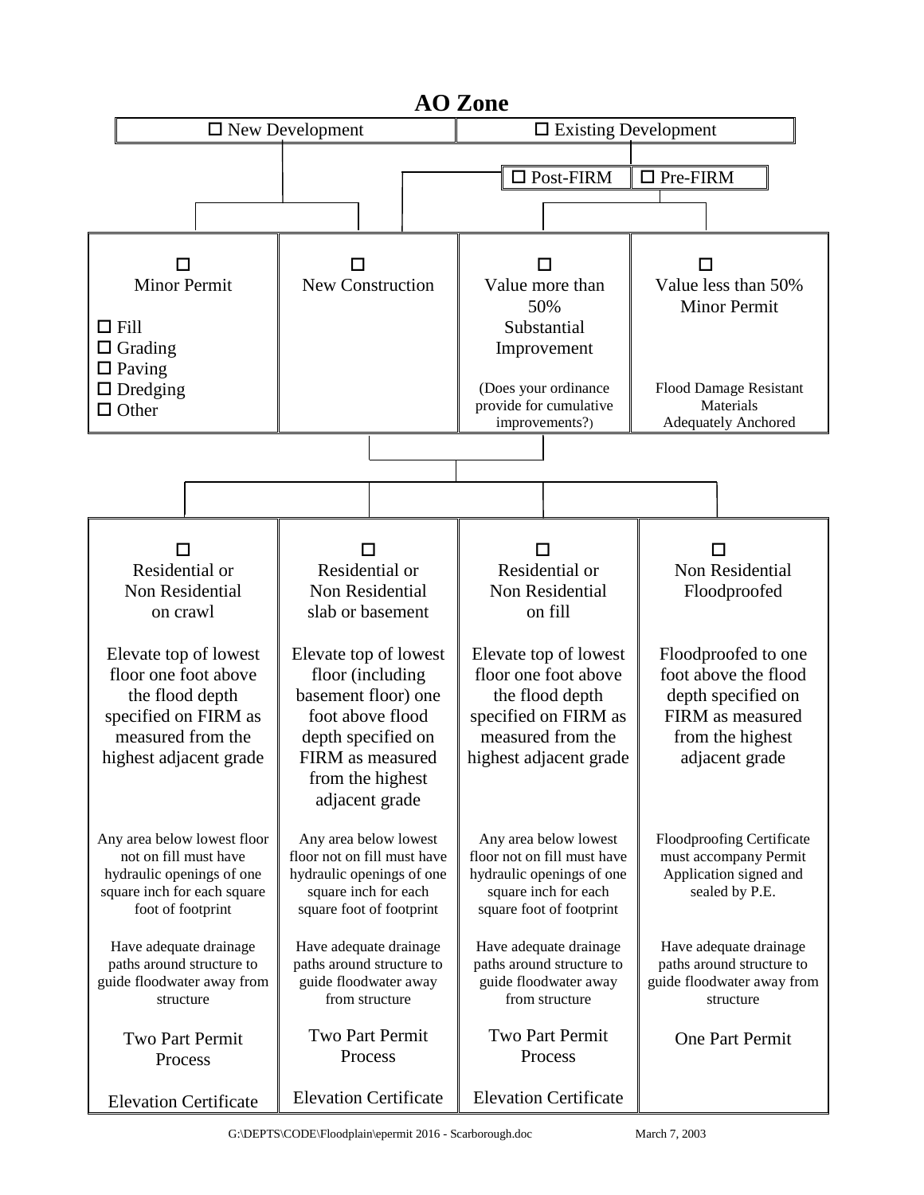# AO Zone

| ☐ New Development | ☐ Existing Development |
|---|---|
| | ☐ Post-FIRM / ☐ Pre-FIRM |

| ☐ Minor Permit | ☐ New Construction | ☐ Value more than 50% Substantial Improvement | ☐ Value less than 50% Minor Permit |
|---|---|---|---|
| ☐ Fill<br>☐ Grading<br>☐ Paving<br>☐ Dredging<br>☐ Other | | (Does your ordinance provide for cumulative improvements?) | Flood Damage Resistant Materials<br>Adequately Anchored |

| ☐ Residential or Non Residential on crawl | ☐ Residential or Non Residential slab or basement | ☐ Residential or Non Residential on fill | ☐ Non Residential Floodproofed |
|---|---|---|---|
| Elevate top of lowest floor one foot above the flood depth specified on FIRM as measured from the highest adjacent grade | Elevate top of lowest floor (including basement floor) one foot above flood depth specified on FIRM as measured from the highest adjacent grade | Elevate top of lowest floor one foot above the flood depth specified on FIRM as measured from the highest adjacent grade | Floodproofed to one foot above the flood depth specified on FIRM as measured from the highest adjacent grade |
| Any area below lowest floor not on fill must have hydraulic openings of one square inch for each square foot of footprint | Any area below lowest floor not on fill must have hydraulic openings of one square inch for each square foot of footprint | Any area below lowest floor not on fill must have hydraulic openings of one square inch for each square foot of footprint | Floodproofing Certificate must accompany Permit Application signed and sealed by P.E. |
| Have adequate drainage paths around structure to guide floodwater away from structure | Have adequate drainage paths around structure to guide floodwater away from structure | Have adequate drainage paths around structure to guide floodwater away from structure | Have adequate drainage paths around structure to guide floodwater away from structure |
| Two Part Permit Process | Two Part Permit Process | Two Part Permit Process | One Part Permit |
| Elevation Certificate | Elevation Certificate | Elevation Certificate | |

G:\DEPTS\CODE\Floodplain\epermit 2016 - Scarborough.doc March 7, 2003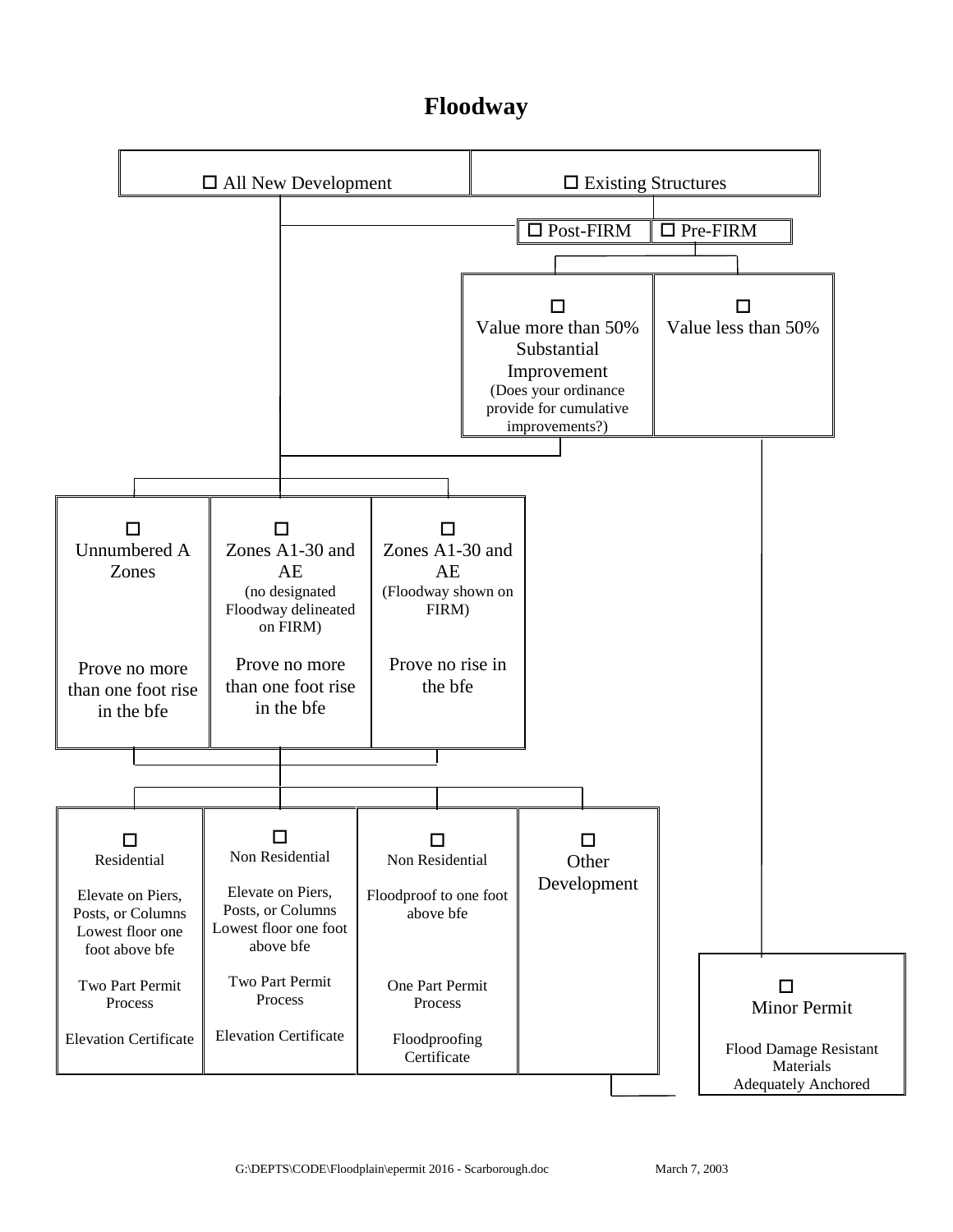# Floodway

☐ All New Development

☐ Existing Structures

- ☐ Post-FIRM
- ☐ Pre-FIRM

☐ Value more than 50% Substantial Improvement
(Does your ordinance provide for cumulative improvements?)

☐ Value less than 50%

☐ Unnumbered A Zones

Prove no more than one foot rise in the bfe

☐ Zones A1-30 and AE
(no designated Floodway delineated on FIRM)

Prove no more than one foot rise in the bfe

☐ Zones A1-30 and AE
(Floodway shown on FIRM)

Prove no rise in the bfe

☐ Residential

Elevate on Piers, Posts, or Columns Lowest floor one foot above bfe

Two Part Permit Process

Elevation Certificate

☐ Non Residential

Elevate on Piers, Posts, or Columns Lowest floor one foot above bfe

Two Part Permit Process

Elevation Certificate

☐ Non Residential

Floodproof to one foot above bfe

One Part Permit Process

Floodproofing Certificate

☐ Other Development

☐ Minor Permit

Flood Damage Resistant Materials
Adequately Anchored

G:\DEPTS\CODE\Floodplain\epermit 2016 - Scarborough.doc March 7, 2003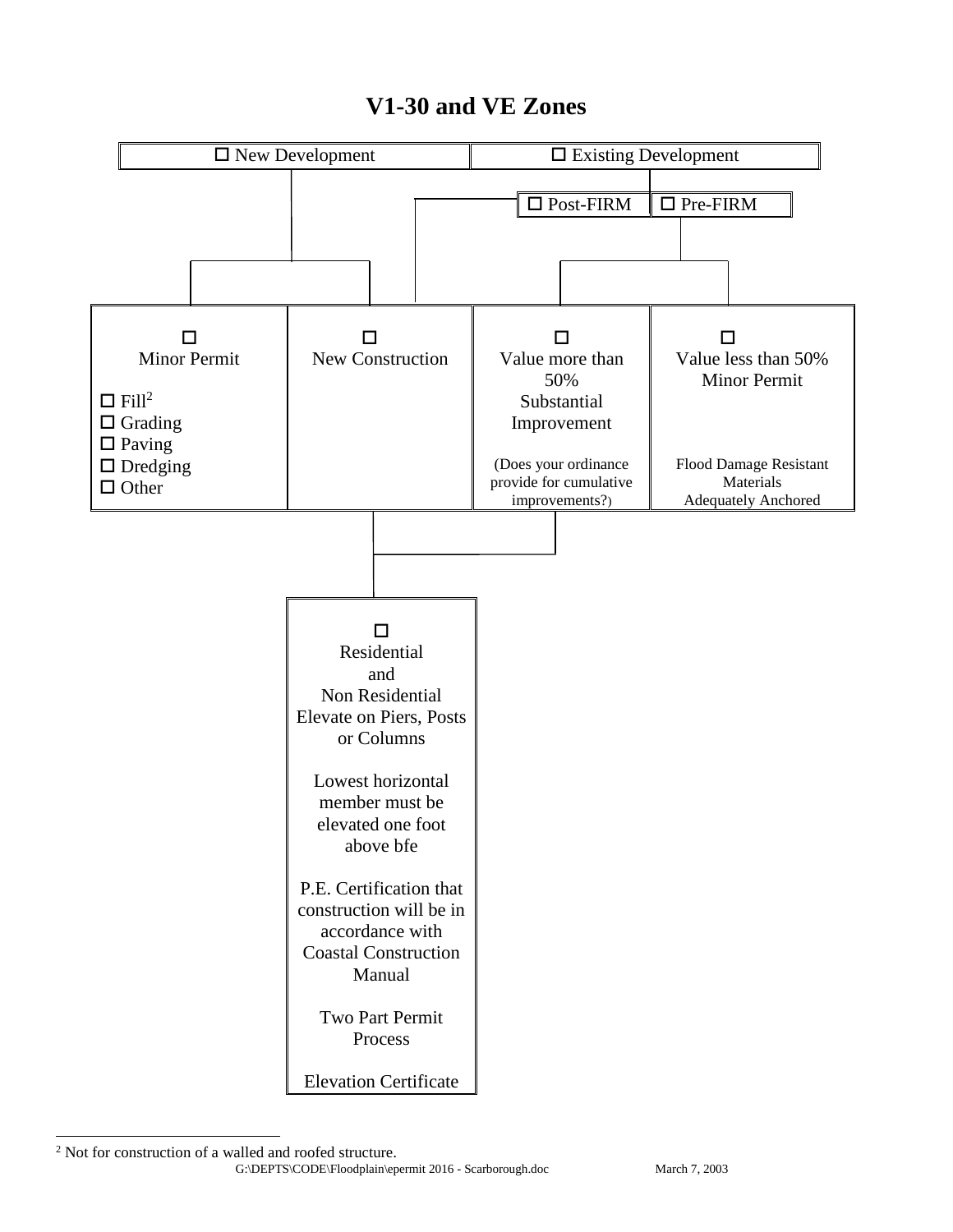# V1-30 and VE Zones

☐ New Development | ☐ Existing Development

☐ Post-FIRM | ☐ Pre-FIRM

| ☐ Minor Permit | ☐ New Construction | ☐ Value more than 50% Substantial Improvement | ☐ Value less than 50% Minor Permit |
|---|---|---|---|
| ☐ Fill[2]<br>☐ Grading<br>☐ Paving<br>☐ Dredging<br>☐ Other | | (Does your ordinance provide for cumulative improvements?) | Flood Damage Resistant Materials<br>Adequately Anchored |

☐
Residential
and
Non Residential
Elevate on Piers, Posts or Columns

Lowest horizontal member must be elevated one foot above bfe

P.E. Certification that construction will be in accordance with Coastal Construction Manual

Two Part Permit Process

Elevation Certificate

---

[2] Not for construction of a walled and roofed structure.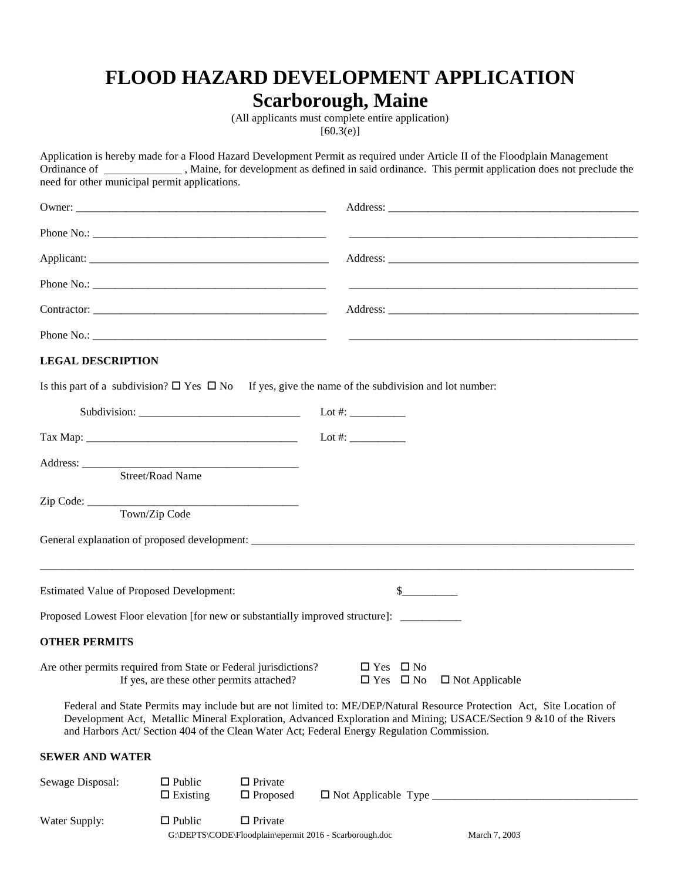# FLOOD HAZARD DEVELOPMENT APPLICATION
## Scarborough, Maine

(All applicants must complete entire application)
[60.3(e)]

Application is hereby made for a Flood Hazard Development Permit as required under Article II of the Floodplain Management Ordinance of ______________ , Maine, for development as defined in said ordinance. This permit application does not preclude the need for other municipal permit applications.

Owner: ______________________________________________ Address: ______________________________________________

Phone No.: ___________________________________________ ______________________________________________________

Applicant: ____________________________________________ Address: ______________________________________________

Phone No.: ___________________________________________ ______________________________________________________

Contractor: ___________________________________________ Address: ______________________________________________

Phone No.: ___________________________________________ ______________________________________________________

**LEGAL DESCRIPTION**

Is this part of a subdivision? ☐ Yes ☐ No If yes, give the name of the subdivision and lot number:

Subdivision: _____________________________ Lot #: __________

Tax Map: ______________________________________ Lot #: __________

Address: ______________________________________
Street/Road Name

Zip Code: ______________________________________
Town/Zip Code

General explanation of proposed development: ______________________________________________________________________

________________________________________________________________________________________________________

Estimated Value of Proposed Development: $__________

Proposed Lowest Floor elevation [for new or substantially improved structure]: ___________

**OTHER PERMITS**

Are other permits required from State or Federal jurisdictions? ☐ Yes ☐ No
If yes, are these other permits attached? ☐ Yes ☐ No ☐ Not Applicable

Federal and State Permits may include but are not limited to: ME/DEP/Natural Resource Protection Act, Site Location of Development Act, Metallic Mineral Exploration, Advanced Exploration and Mining; USACE/Section 9 &10 of the Rivers and Harbors Act/ Section 404 of the Clean Water Act; Federal Energy Regulation Commission.

**SEWER AND WATER**

Sewage Disposal: ☐ Public ☐ Private
☐ Existing ☐ Proposed ☐ Not Applicable Type ____________________________________

Water Supply: ☐ Public ☐ Private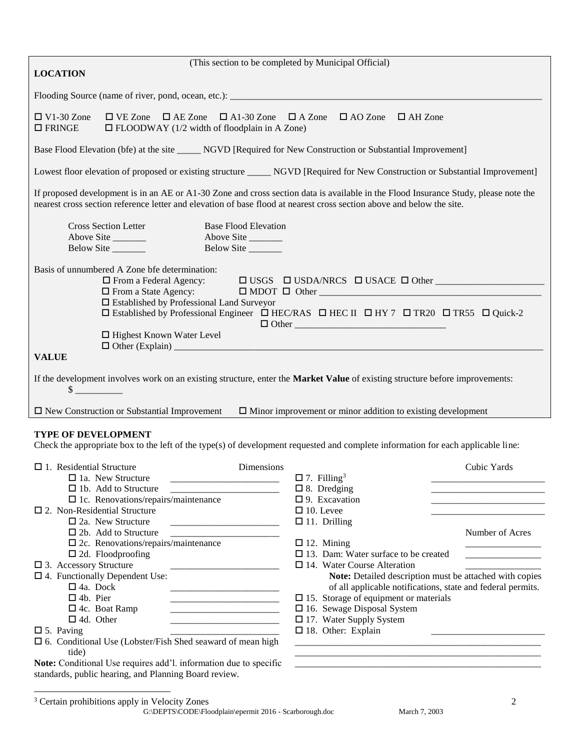(This section to be completed by Municipal Official)

**LOCATION**

Flooding Source (name of river, pond, ocean, etc.): ______________________________________________

☐ V1-30 Zone ☐ VE Zone ☐ AE Zone ☐ A1-30 Zone ☐ A Zone ☐ AO Zone ☐ AH Zone
☐ FRINGE ☐ FLOODWAY (1/2 width of floodplain in A Zone)

Base Flood Elevation (bfe) at the site _____ NGVD [Required for New Construction or Substantial Improvement]

Lowest floor elevation of proposed or existing structure _____ NGVD [Required for New Construction or Substantial Improvement]

If proposed development is in an AE or A1-30 Zone and cross section data is available in the Flood Insurance Study, please note the nearest cross section reference letter and elevation of base flood at nearest cross section above and below the site.

| Cross Section Letter | Base Flood Elevation |
|---|---|
| Above Site _______ | Above Site _______ |
| Below Site _______ | Below Site _______ |

Basis of unnumbered A Zone bfe determination:

- ☐ From a Federal Agency: ☐ USGS ☐ USDA/NRCS ☐ USACE ☐ Other ______________________
- ☐ From a State Agency: ☐ MDOT ☐ Other ______________________________________________
- ☐ Established by Professional Land Surveyor
- ☐ Established by Professional Engineer ☐ HEC/RAS ☐ HEC II ☐ HY 7 ☐ TR20 ☐ TR55 ☐ Quick-2 ☐ Other ______________________________
- ☐ Highest Known Water Level
- ☐ Other (Explain) ______________________________________________________________

**VALUE**

If the development involves work on an existing structure, enter the **Market Value** of existing structure before improvements:
$ __________

☐ New Construction or Substantial Improvement ☐ Minor improvement or minor addition to existing development

**TYPE OF DEVELOPMENT**

Check the appropriate box to the left of the type(s) of development requested and complete information for each applicable line:

| | Dimensions |
|---|---|
| ☐ 1. Residential Structure | |
| ☐ 1a. New Structure | ______________________ |
| ☐ 1b. Add to Structure | ______________________ |
| ☐ 1c. Renovations/repairs/maintenance | |
| ☐ 2. Non-Residential Structure | |
| ☐ 2a. New Structure | ______________________ |
| ☐ 2b. Add to Structure | ______________________ |
| ☐ 2c. Renovations/repairs/maintenance | |
| ☐ 2d. Floodproofing | |
| ☐ 3. Accessory Structure | ______________________ |
| ☐ 4. Functionally Dependent Use: | |
| ☐ 4a. Dock | ______________________ |
| ☐ 4b. Pier | ______________________ |
| ☐ 4c. Boat Ramp | ______________________ |
| ☐ 4d. Other | ______________________ |
| ☐ 5. Paving | ______________________ |
| ☐ 6. Conditional Use (Lobster/Fish Shed seaward of mean high tide) | |

**Note:** Conditional Use requires add'l. information due to specific standards, public hearing, and Planning Board review.

| | Cubic Yards |
|---|---|
| ☐ 7. Filling[3] | ______________________ |
| ☐ 8. Dredging | ______________________ |
| ☐ 9. Excavation | ______________________ |
| ☐ 10. Levee | ______________________ |
| ☐ 11. Drilling | |

| | Number of Acres |
|---|---|
| ☐ 12. Mining | ________________ |
| ☐ 13. Dam: Water surface to be created | ________________ |
| ☐ 14. Water Course Alteration | ________________ |

**Note:** Detailed description must be attached with copies of all applicable notifications, state and federal permits.

- ☐ 15. Storage of equipment or materials
- ☐ 16. Sewage Disposal System
- ☐ 17. Water Supply System
- ☐ 18. Other: Explain ______________________

______________________________________________________

______________________________________________________

______________________________________________________

[3] Certain prohibitions apply in Velocity Zones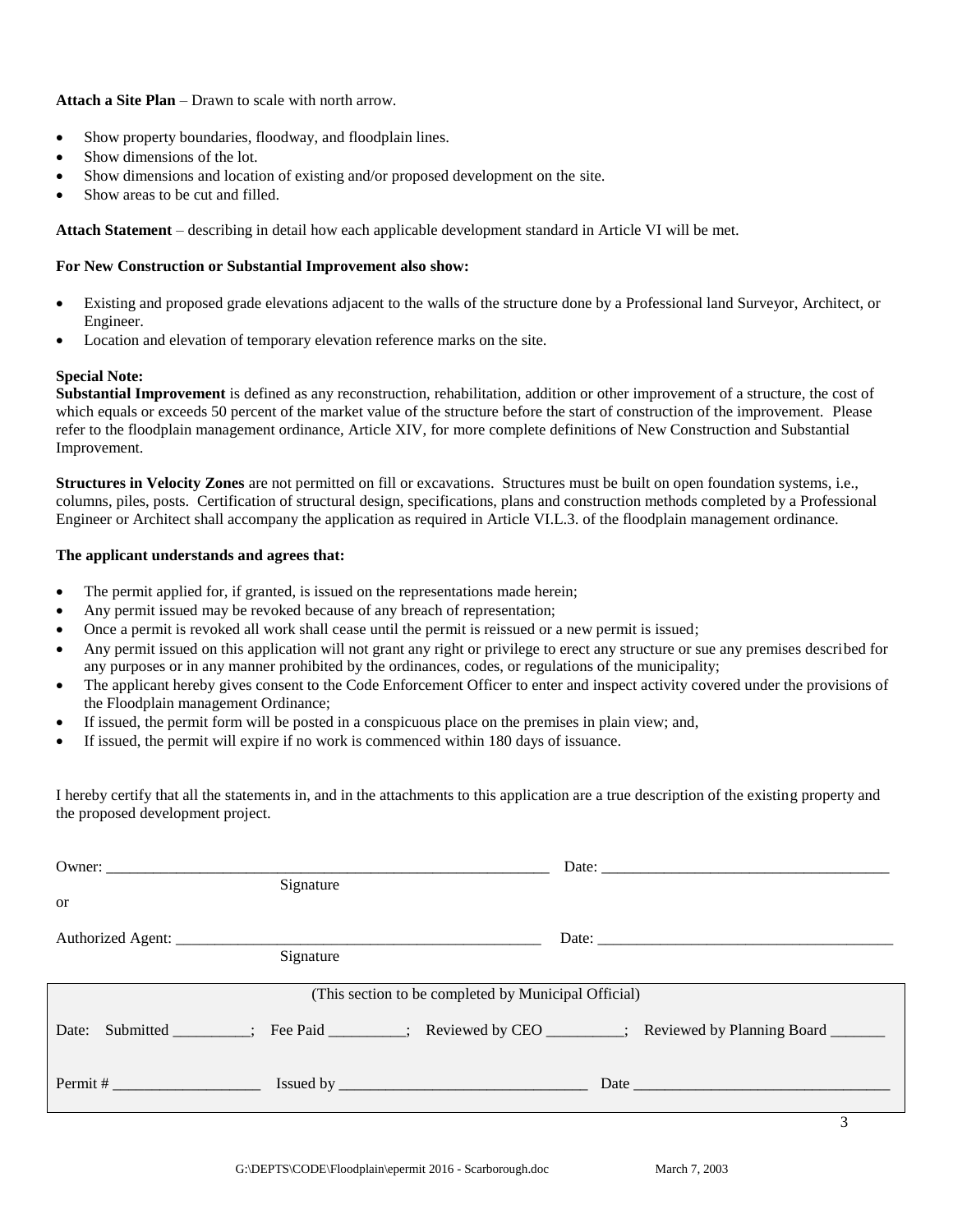**Attach a Site Plan** – Drawn to scale with north arrow.

- Show property boundaries, floodway, and floodplain lines.
- Show dimensions of the lot.
- Show dimensions and location of existing and/or proposed development on the site.
- Show areas to be cut and filled.

**Attach Statement** – describing in detail how each applicable development standard in Article VI will be met.

**For New Construction or Substantial Improvement also show:**

- Existing and proposed grade elevations adjacent to the walls of the structure done by a Professional land Surveyor, Architect, or Engineer.
- Location and elevation of temporary elevation reference marks on the site.

**Special Note:**
**Substantial Improvement** is defined as any reconstruction, rehabilitation, addition or other improvement of a structure, the cost of which equals or exceeds 50 percent of the market value of the structure before the start of construction of the improvement. Please refer to the floodplain management ordinance, Article XIV, for more complete definitions of New Construction and Substantial Improvement.

**Structures in Velocity Zones** are not permitted on fill or excavations. Structures must be built on open foundation systems, i.e., columns, piles, posts. Certification of structural design, specifications, plans and construction methods completed by a Professional Engineer or Architect shall accompany the application as required in Article VI.L.3. of the floodplain management ordinance.

**The applicant understands and agrees that:**

- The permit applied for, if granted, is issued on the representations made herein;
- Any permit issued may be revoked because of any breach of representation;
- Once a permit is revoked all work shall cease until the permit is reissued or a new permit is issued;
- Any permit issued on this application will not grant any right or privilege to erect any structure or sue any premises described for any purposes or in any manner prohibited by the ordinances, codes, or regulations of the municipality;
- The applicant hereby gives consent to the Code Enforcement Officer to enter and inspect activity covered under the provisions of the Floodplain management Ordinance;
- If issued, the permit form will be posted in a conspicuous place on the premises in plain view; and,
- If issued, the permit will expire if no work is commenced within 180 days of issuance.

I hereby certify that all the statements in, and in the attachments to this application are a true description of the existing property and the proposed development project.

Owner: ______________________________ Date: ______________________
Signature

or

Authorized Agent: ______________________________ Date: ______________________
Signature

(This section to be completed by Municipal Official)

Date: Submitted __________; Fee Paid __________; Reviewed by CEO __________; Reviewed by Planning Board _______

Permit # ___________________ Issued by ______________________________ Date ______________________

G:\DEPTS\CODE\Floodplain\epermit 2016 - Scarborough.doc March 7, 2003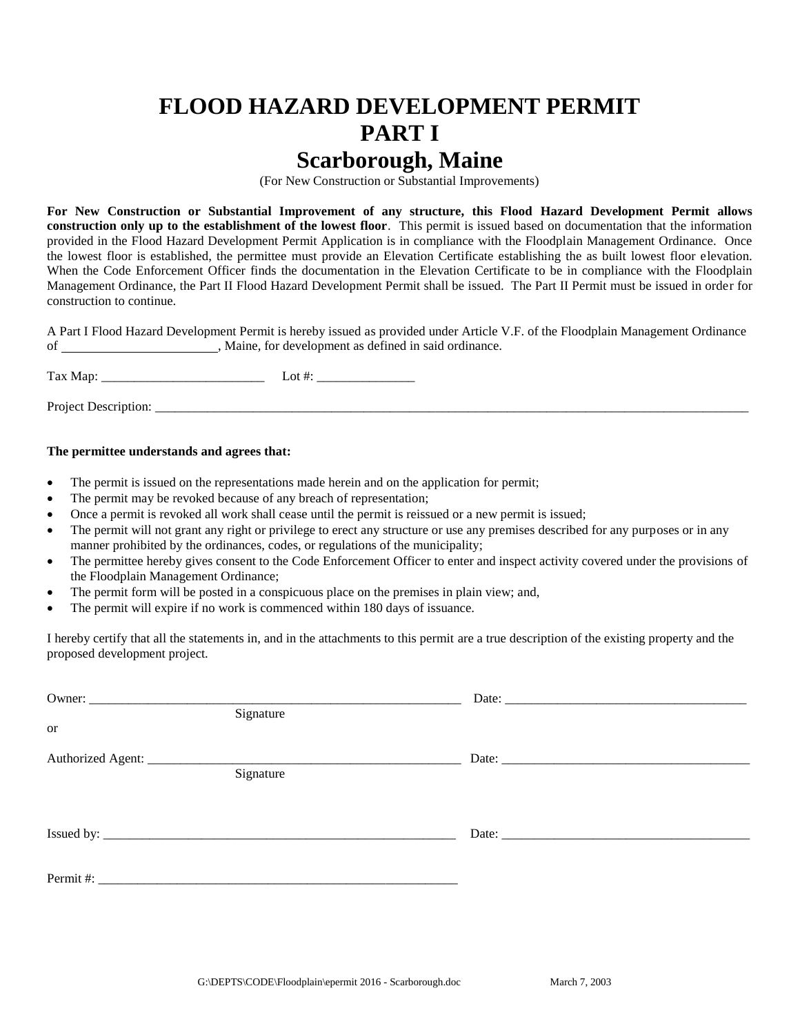# FLOOD HAZARD DEVELOPMENT PERMIT
# PART I
# Scarborough, Maine

(For New Construction or Substantial Improvements)

**For New Construction or Substantial Improvement of any structure, this Flood Hazard Development Permit allows construction only up to the establishment of the lowest floor**. This permit is issued based on documentation that the information provided in the Flood Hazard Development Permit Application is in compliance with the Floodplain Management Ordinance. Once the lowest floor is established, the permittee must provide an Elevation Certificate establishing the as built lowest floor elevation. When the Code Enforcement Officer finds the documentation in the Elevation Certificate to be in compliance with the Floodplain Management Ordinance, the Part II Flood Hazard Development Permit shall be issued. The Part II Permit must be issued in order for construction to continue.

A Part I Flood Hazard Development Permit is hereby issued as provided under Article V.F. of the Floodplain Management Ordinance of ________________________, Maine, for development as defined in said ordinance.

Tax Map: _________________________ Lot #: _______________

Project Description: ________________________________________________________________________________________________

**The permittee understands and agrees that:**

- The permit is issued on the representations made herein and on the application for permit;
- The permit may be revoked because of any breach of representation;
- Once a permit is revoked all work shall cease until the permit is reissued or a new permit is issued;
- The permit will not grant any right or privilege to erect any structure or use any premises described for any purposes or in any manner prohibited by the ordinances, codes, or regulations of the municipality;
- The permittee hereby gives consent to the Code Enforcement Officer to enter and inspect activity covered under the provisions of the Floodplain Management Ordinance;
- The permit form will be posted in a conspicuous place on the premises in plain view; and,
- The permit will expire if no work is commenced within 180 days of issuance.

I hereby certify that all the statements in, and in the attachments to this permit are a true description of the existing property and the proposed development project.

Owner: ___________________________________________________________ Date: _____________________________________
Signature

or

Authorized Agent: __________________________________________________ Date: _______________________________________
Signature

Issued by: ________________________________________________________ Date: _______________________________________

Permit #: _________________________________________________________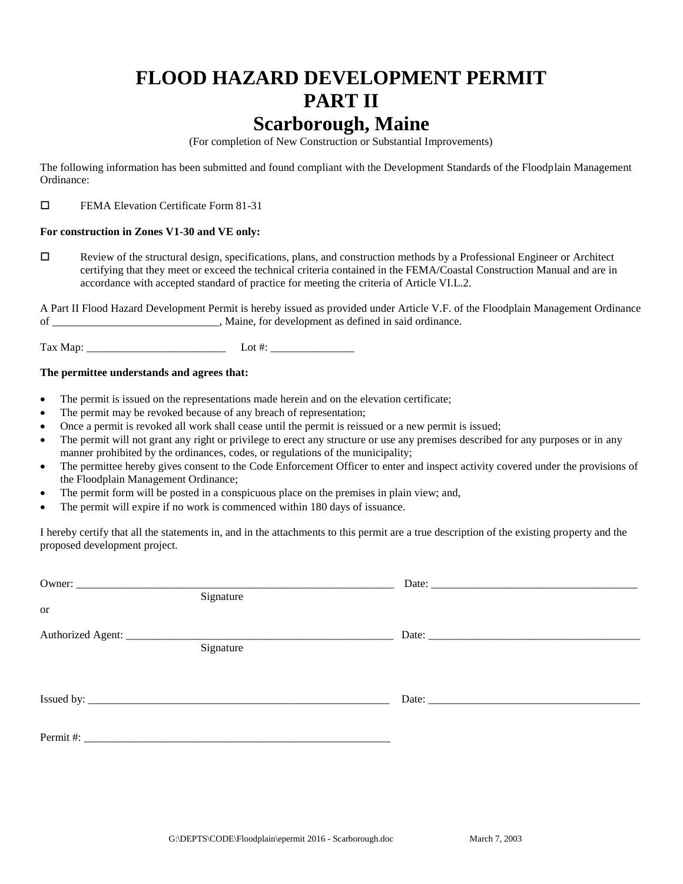# FLOOD HAZARD DEVELOPMENT PERMIT
# PART II
# Scarborough, Maine

(For completion of New Construction or Substantial Improvements)

The following information has been submitted and found compliant with the Development Standards of the Floodplain Management Ordinance:

☐ FEMA Elevation Certificate Form 81-31

**For construction in Zones V1-30 and VE only:**

☐ Review of the structural design, specifications, plans, and construction methods by a Professional Engineer or Architect certifying that they meet or exceed the technical criteria contained in the FEMA/Coastal Construction Manual and are in accordance with accepted standard of practice for meeting the criteria of Article VI.L.2.

A Part II Flood Hazard Development Permit is hereby issued as provided under Article V.F. of the Floodplain Management Ordinance of _____________________________, Maine, for development as defined in said ordinance.

Tax Map: _________________________ Lot #: _______________

**The permittee understands and agrees that:**

- The permit is issued on the representations made herein and on the elevation certificate;
- The permit may be revoked because of any breach of representation;
- Once a permit is revoked all work shall cease until the permit is reissued or a new permit is issued;
- The permit will not grant any right or privilege to erect any structure or use any premises described for any purposes or in any manner prohibited by the ordinances, codes, or regulations of the municipality;
- The permittee hereby gives consent to the Code Enforcement Officer to enter and inspect activity covered under the provisions of the Floodplain Management Ordinance;
- The permit form will be posted in a conspicuous place on the premises in plain view; and,
- The permit will expire if no work is commenced within 180 days of issuance.

I hereby certify that all the statements in, and in the attachments to this permit are a true description of the existing property and the proposed development project.

Owner: ____________________________________________________________ Date: _____________________________________
Signature

or

Authorized Agent: __________________________________________________ Date: _______________________________________
Signature

Issued by: _________________________________________________________ Date: _______________________________________

Permit #: _________________________________________________________

G:\DEPTS\CODE\Floodplain\epermit 2016 - Scarborough.doc March 7, 2003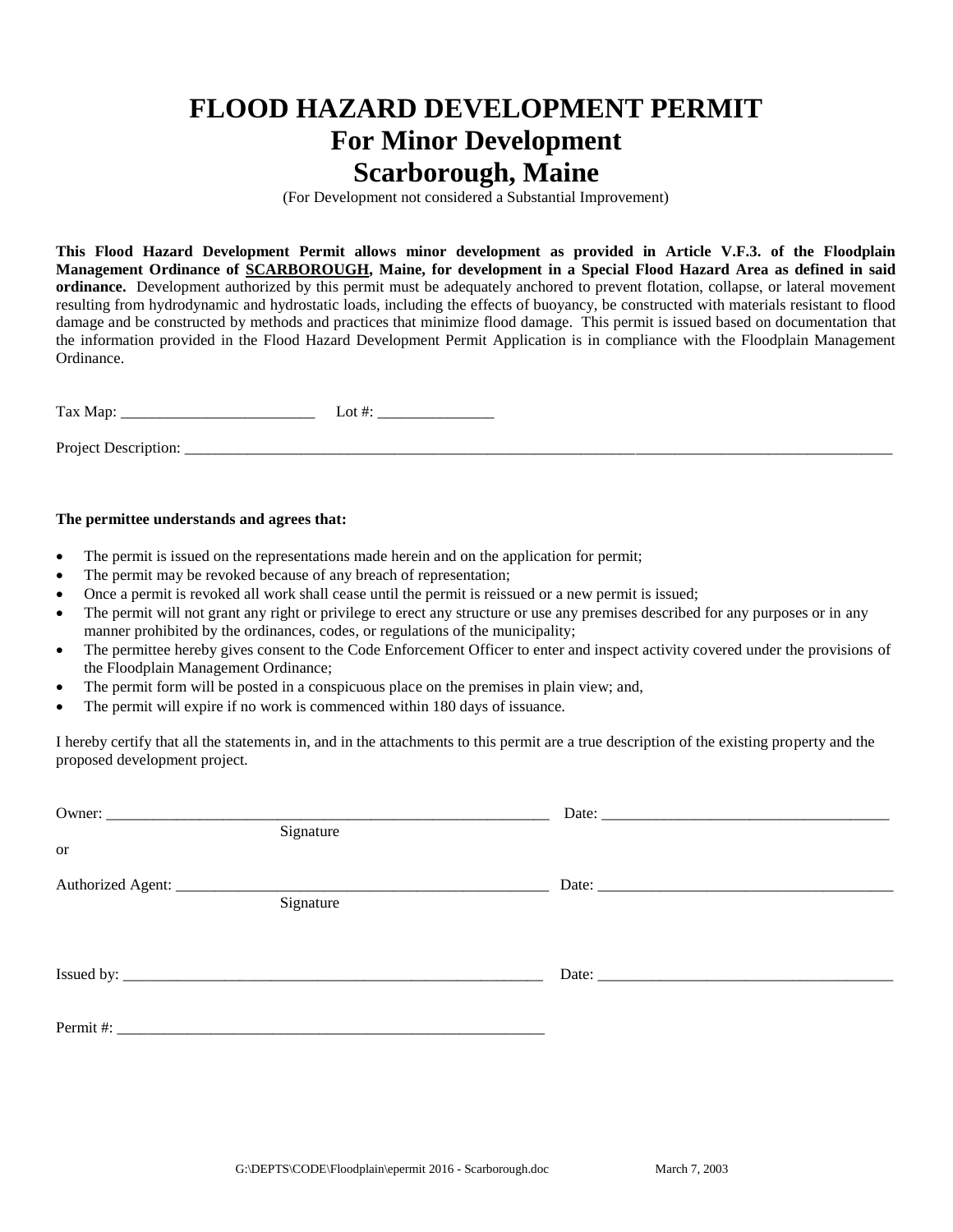# FLOOD HAZARD DEVELOPMENT PERMIT
# For Minor Development
# Scarborough, Maine

(For Development not considered a Substantial Improvement)

**This Flood Hazard Development Permit allows minor development as provided in Article V.F.3. of the Floodplain Management Ordinance of SCARBOROUGH, Maine, for development in a Special Flood Hazard Area as defined in said ordinance.** Development authorized by this permit must be adequately anchored to prevent flotation, collapse, or lateral movement resulting from hydrodynamic and hydrostatic loads, including the effects of buoyancy, be constructed with materials resistant to flood damage and be constructed by methods and practices that minimize flood damage. This permit is issued based on documentation that the information provided in the Flood Hazard Development Permit Application is in compliance with the Floodplain Management Ordinance.

Tax Map: _________________________ Lot #: _______________

Project Description: ____________________________________________________________________________________________

**The permittee understands and agrees that:**

- The permit is issued on the representations made herein and on the application for permit;
- The permit may be revoked because of any breach of representation;
- Once a permit is revoked all work shall cease until the permit is reissued or a new permit is issued;
- The permit will not grant any right or privilege to erect any structure or use any premises described for any purposes or in any manner prohibited by the ordinances, codes, or regulations of the municipality;
- The permittee hereby gives consent to the Code Enforcement Officer to enter and inspect activity covered under the provisions of the Floodplain Management Ordinance;
- The permit form will be posted in a conspicuous place on the premises in plain view; and,
- The permit will expire if no work is commenced within 180 days of issuance.

I hereby certify that all the statements in, and in the attachments to this permit are a true description of the existing property and the proposed development project.

Owner: ____________________________________________________________ Date: ______________________________________
Signature

or

Authorized Agent: ___________________________________________________ Date: ______________________________________
Signature

Issued by: _________________________________________________________ Date: ______________________________________

Permit #: _________________________________________________________

G:\DEPTS\CODE\Floodplain\epermit 2016 - Scarborough.doc March 7, 2003